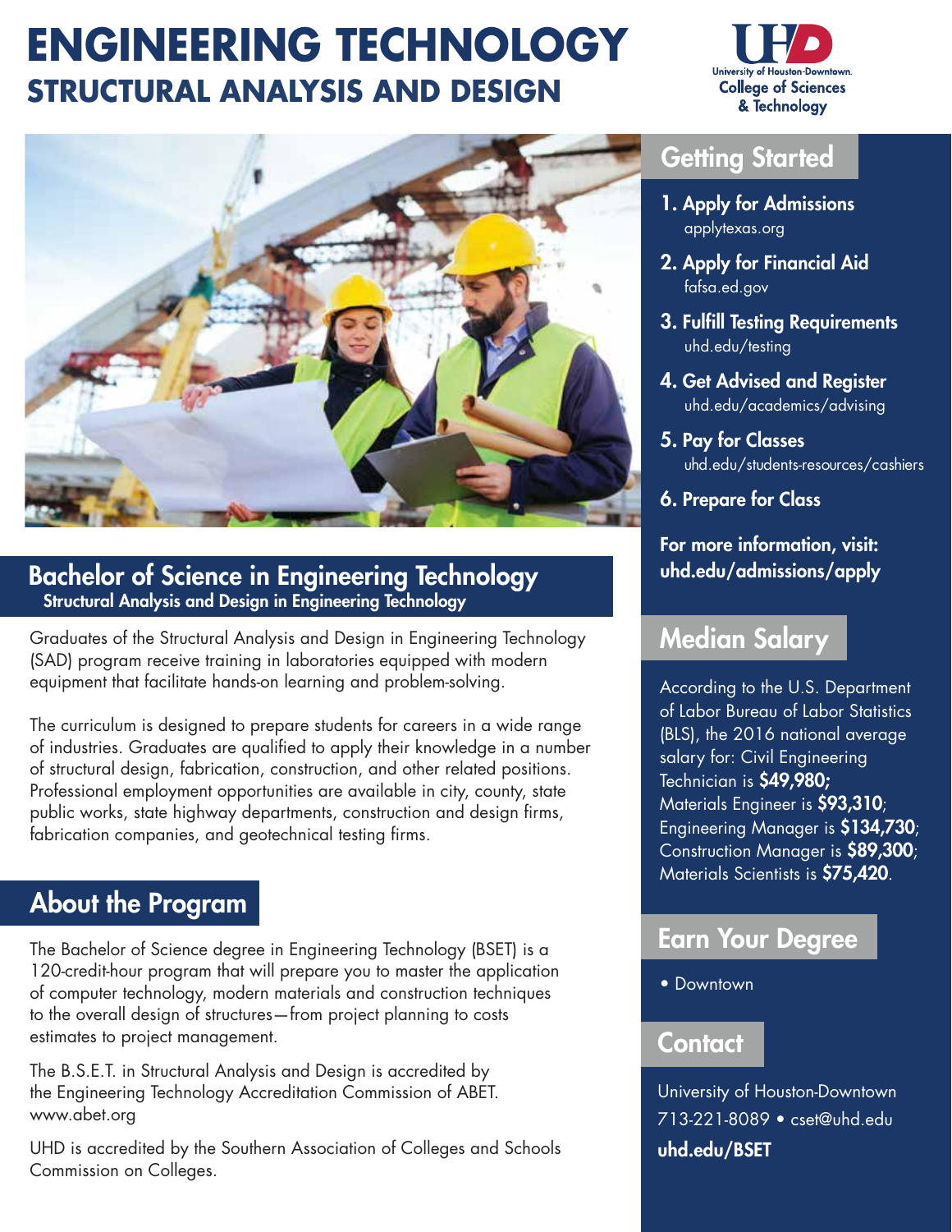# ENGINEERING TECHNOLOGY

## STRUCTURAL ANALYSIS AND DESIGN

University of Houston-Downtown. College of Sciences & Technology

## Bachelor of Science in Engineering Technology

### Structural Analysis and Design in Engineering Technology

Graduates of the Structural Analysis and Design in Engineering Technology (SAD) program receive training in laboratories equipped with modern equipment that facilitate hands-on learning and problem-solving.

The curriculum is designed to prepare students for careers in a wide range of industries. Graduates are qualified to apply their knowledge in a number of structural design, fabrication, construction, and other related positions. Professional employment opportunities are available in city, county, state public works, state highway departments, construction and design firms, fabrication companies, and geotechnical testing firms.

## About the Program

The Bachelor of Science degree in Engineering Technology (BSET) is a 120-credit-hour program that will prepare you to master the application of computer technology, modern materials and construction techniques to the overall design of structures—from project planning to costs estimates to project management.

The B.S.E.T. in Structural Analysis and Design is accredited by the Engineering Technology Accreditation Commission of ABET. www.abet.org

UHD is accredited by the Southern Association of Colleges and Schools Commission on Colleges.

## Getting Started

1. **Apply for Admissions**
   applytexas.org
2. **Apply for Financial Aid**
   fafsa.ed.gov
3. **Fulfill Testing Requirements**
   uhd.edu/testing
4. **Get Advised and Register**
   uhd.edu/academics/advising
5. **Pay for Classes**
   uhd.edu/students-resources/cashiers
6. **Prepare for Class**

**For more information, visit: uhd.edu/admissions/apply**

## Median Salary

According to the U.S. Department of Labor Bureau of Labor Statistics (BLS), the 2016 national average salary for: Civil Engineering Technician is **$49,980;** Materials Engineer is **$93,310**; Engineering Manager is **$134,730**; Construction Manager is **$89,300**; Materials Scientists is **$75,420**.

## Earn Your Degree

- Downtown

## Contact

University of Houston-Downtown
713-221-8089 • cset@uhd.edu
**uhd.edu/BSET**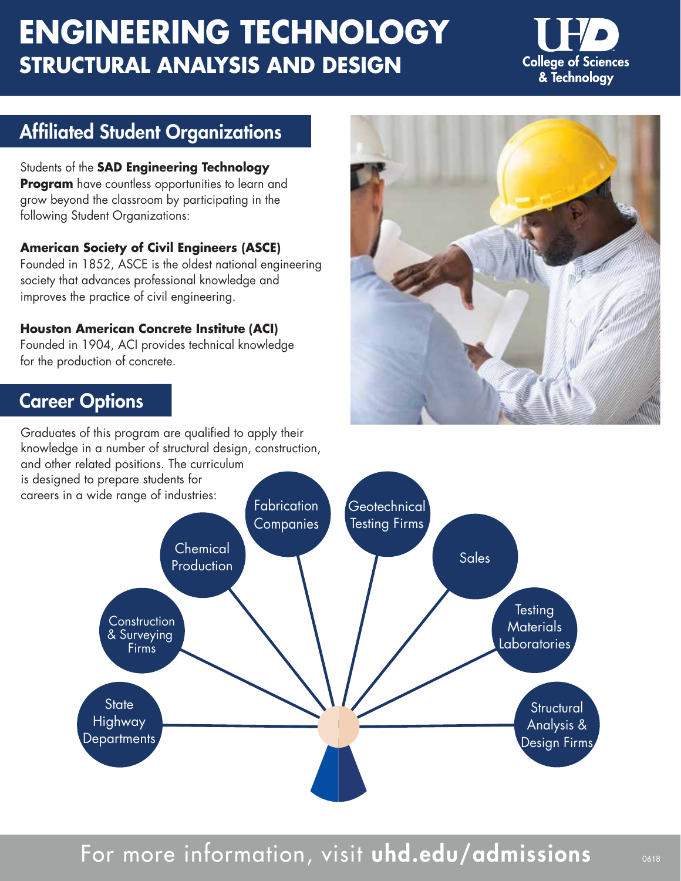# ENGINEERING TECHNOLOGY
## STRUCTURAL ANALYSIS AND DESIGN

UHD College of Sciences & Technology

## Affiliated Student Organizations

Students of the **SAD Engineering Technology Program** have countless opportunities to learn and grow beyond the classroom by participating in the following Student Organizations:

**American Society of Civil Engineers (ASCE)**
Founded in 1852, ASCE is the oldest national engineering society that advances professional knowledge and improves the practice of civil engineering.

**Houston American Concrete Institute (ACI)**
Founded in 1904, ACI provides technical knowledge for the production of concrete.

## Career Options

Graduates of this program are qualified to apply their knowledge in a number of structural design, construction, and other related positions. The curriculum is designed to prepare students for careers in a wide range of industries:

State Highway Departments
Construction & Surveying Firms
Chemical Production
Fabrication Companies
Geotechnical Testing Firms
Sales
Testing Materials Laboratories
Structural Analysis & Design Firms

For more information, visit **uhd.edu/admissions**

0618